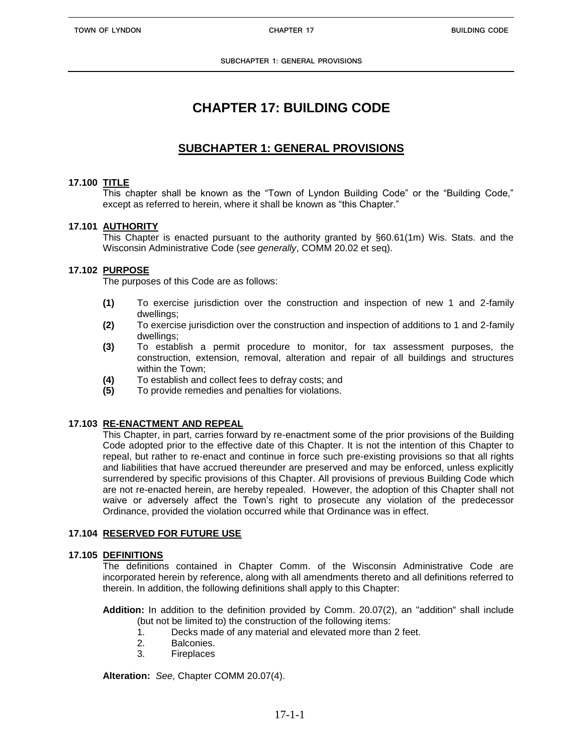# CHAPTER 17: BUILDING CODE

## SUBCHAPTER 1: GENERAL PROVISIONS

### 17.100 TITLE

This chapter shall be known as the "Town of Lyndon Building Code" or the "Building Code," except as referred to herein, where it shall be known as "this Chapter."

### 17.101 AUTHORITY

This Chapter is enacted pursuant to the authority granted by §60.61(1m) Wis. Stats. and the Wisconsin Administrative Code (*see generally*, COMM 20.02 et seq).

### 17.102 PURPOSE

The purposes of this Code are as follows:

- **(1)** To exercise jurisdiction over the construction and inspection of new 1 and 2-family dwellings;
- **(2)** To exercise jurisdiction over the construction and inspection of additions to 1 and 2-family dwellings;
- **(3)** To establish a permit procedure to monitor, for tax assessment purposes, the construction, extension, removal, alteration and repair of all buildings and structures within the Town;
- **(4)** To establish and collect fees to defray costs; and
- **(5)** To provide remedies and penalties for violations.

### 17.103 RE-ENACTMENT AND REPEAL

This Chapter, in part, carries forward by re-enactment some of the prior provisions of the Building Code adopted prior to the effective date of this Chapter. It is not the intention of this Chapter to repeal, but rather to re-enact and continue in force such pre-existing provisions so that all rights and liabilities that have accrued thereunder are preserved and may be enforced, unless explicitly surrendered by specific provisions of this Chapter. All provisions of previous Building Code which are not re-enacted herein, are hereby repealed. However, the adoption of this Chapter shall not waive or adversely affect the Town's right to prosecute any violation of the predecessor Ordinance, provided the violation occurred while that Ordinance was in effect.

### 17.104 RESERVED FOR FUTURE USE

### 17.105 DEFINITIONS

The definitions contained in Chapter Comm. of the Wisconsin Administrative Code are incorporated herein by reference, along with all amendments thereto and all definitions referred to therein. In addition, the following definitions shall apply to this Chapter:

**Addition:** In addition to the definition provided by Comm. 20.07(2), an "addition" shall include (but not be limited to) the construction of the following items:

1. Decks made of any material and elevated more than 2 feet.
2. Balconies.
3. Fireplaces

**Alteration:** *See*, Chapter COMM 20.07(4).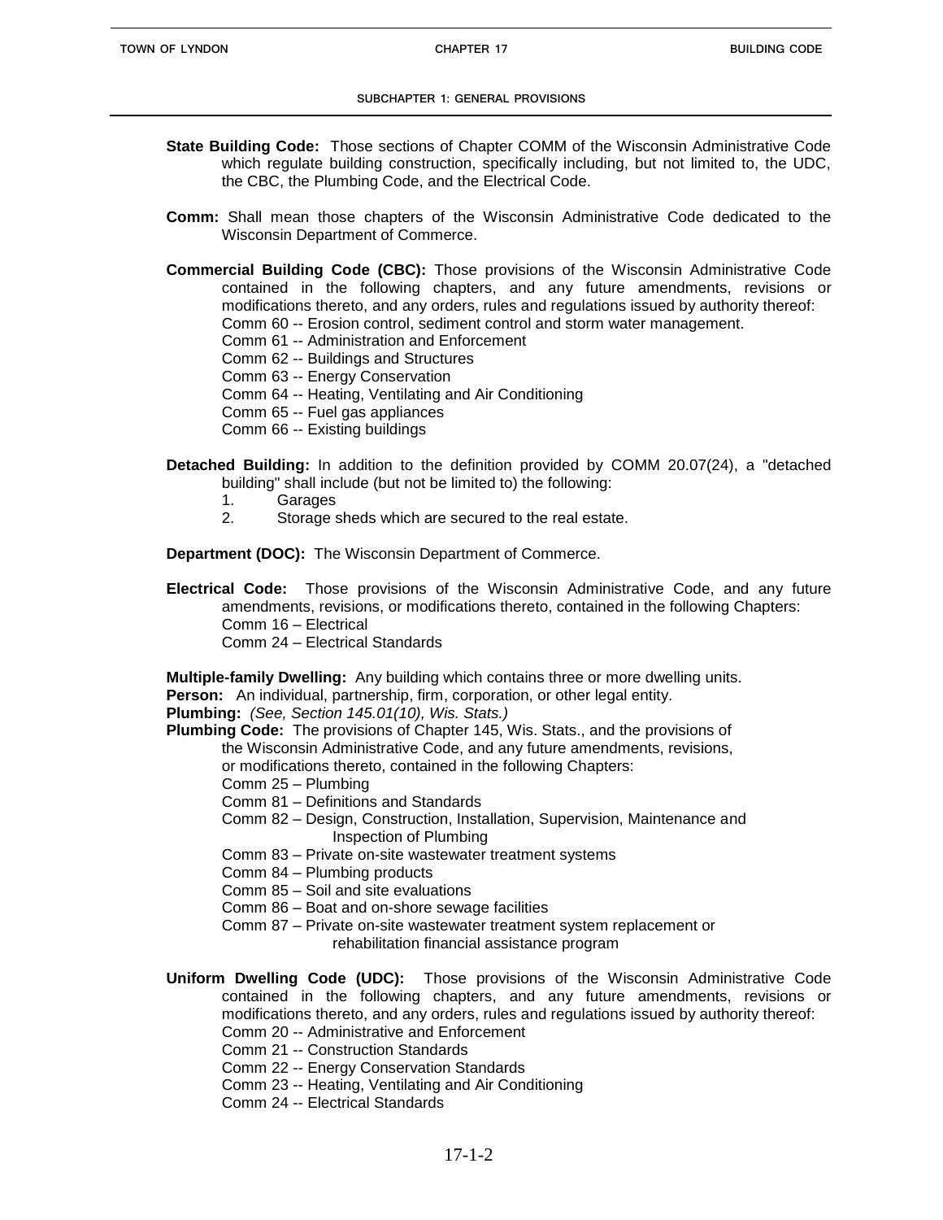**State Building Code:** Those sections of Chapter COMM of the Wisconsin Administrative Code which regulate building construction, specifically including, but not limited to, the UDC, the CBC, the Plumbing Code, and the Electrical Code.

**Comm:** Shall mean those chapters of the Wisconsin Administrative Code dedicated to the Wisconsin Department of Commerce.

**Commercial Building Code (CBC):** Those provisions of the Wisconsin Administrative Code contained in the following chapters, and any future amendments, revisions or modifications thereto, and any orders, rules and regulations issued by authority thereof:

Comm 60 -- Erosion control, sediment control and storm water management.
Comm 61 -- Administration and Enforcement
Comm 62 -- Buildings and Structures
Comm 63 -- Energy Conservation
Comm 64 -- Heating, Ventilating and Air Conditioning
Comm 65 -- Fuel gas appliances
Comm 66 -- Existing buildings

**Detached Building:** In addition to the definition provided by COMM 20.07(24), a "detached building" shall include (but not be limited to) the following:

1. Garages
2. Storage sheds which are secured to the real estate.

**Department (DOC):** The Wisconsin Department of Commerce.

**Electrical Code:** Those provisions of the Wisconsin Administrative Code, and any future amendments, revisions, or modifications thereto, contained in the following Chapters:

Comm 16 – Electrical
Comm 24 – Electrical Standards

**Multiple-family Dwelling:** Any building which contains three or more dwelling units.
**Person:** An individual, partnership, firm, corporation, or other legal entity.
**Plumbing:** *(See, Section 145.01(10), Wis. Stats.)*
**Plumbing Code:** The provisions of Chapter 145, Wis. Stats., and the provisions of the Wisconsin Administrative Code, and any future amendments, revisions, or modifications thereto, contained in the following Chapters:

Comm 25 – Plumbing
Comm 81 – Definitions and Standards
Comm 82 – Design, Construction, Installation, Supervision, Maintenance and Inspection of Plumbing
Comm 83 – Private on-site wastewater treatment systems
Comm 84 – Plumbing products
Comm 85 – Soil and site evaluations
Comm 86 – Boat and on-shore sewage facilities
Comm 87 – Private on-site wastewater treatment system replacement or rehabilitation financial assistance program

**Uniform Dwelling Code (UDC):** Those provisions of the Wisconsin Administrative Code contained in the following chapters, and any future amendments, revisions or modifications thereto, and any orders, rules and regulations issued by authority thereof:

Comm 20 -- Administrative and Enforcement
Comm 21 -- Construction Standards
Comm 22 -- Energy Conservation Standards
Comm 23 -- Heating, Ventilating and Air Conditioning
Comm 24 -- Electrical Standards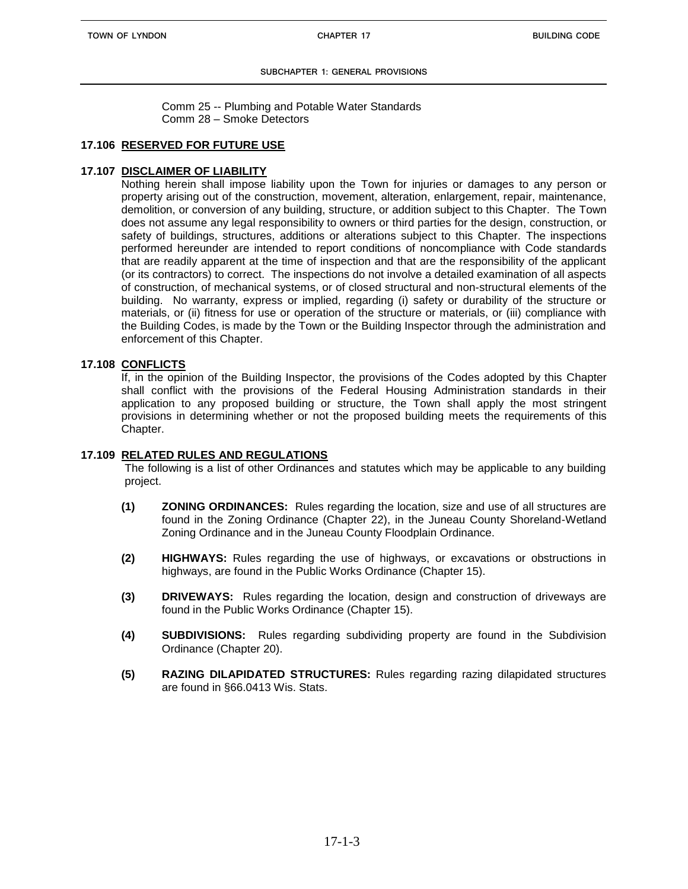Comm 25 -- Plumbing and Potable Water Standards
Comm 28 – Smoke Detectors

### 17.106 RESERVED FOR FUTURE USE

### 17.107 DISCLAIMER OF LIABILITY

Nothing herein shall impose liability upon the Town for injuries or damages to any person or property arising out of the construction, movement, alteration, enlargement, repair, maintenance, demolition, or conversion of any building, structure, or addition subject to this Chapter. The Town does not assume any legal responsibility to owners or third parties for the design, construction, or safety of buildings, structures, additions or alterations subject to this Chapter. The inspections performed hereunder are intended to report conditions of noncompliance with Code standards that are readily apparent at the time of inspection and that are the responsibility of the applicant (or its contractors) to correct. The inspections do not involve a detailed examination of all aspects of construction, of mechanical systems, or of closed structural and non-structural elements of the building. No warranty, express or implied, regarding (i) safety or durability of the structure or materials, or (ii) fitness for use or operation of the structure or materials, or (iii) compliance with the Building Codes, is made by the Town or the Building Inspector through the administration and enforcement of this Chapter.

### 17.108 CONFLICTS

If, in the opinion of the Building Inspector, the provisions of the Codes adopted by this Chapter shall conflict with the provisions of the Federal Housing Administration standards in their application to any proposed building or structure, the Town shall apply the most stringent provisions in determining whether or not the proposed building meets the requirements of this Chapter.

### 17.109 RELATED RULES AND REGULATIONS

The following is a list of other Ordinances and statutes which may be applicable to any building project.

**(1) ZONING ORDINANCES:** Rules regarding the location, size and use of all structures are found in the Zoning Ordinance (Chapter 22), in the Juneau County Shoreland-Wetland Zoning Ordinance and in the Juneau County Floodplain Ordinance.

**(2) HIGHWAYS:** Rules regarding the use of highways, or excavations or obstructions in highways, are found in the Public Works Ordinance (Chapter 15).

**(3) DRIVEWAYS:** Rules regarding the location, design and construction of driveways are found in the Public Works Ordinance (Chapter 15).

**(4) SUBDIVISIONS:** Rules regarding subdividing property are found in the Subdivision Ordinance (Chapter 20).

**(5) RAZING DILAPIDATED STRUCTURES:** Rules regarding razing dilapidated structures are found in §66.0413 Wis. Stats.